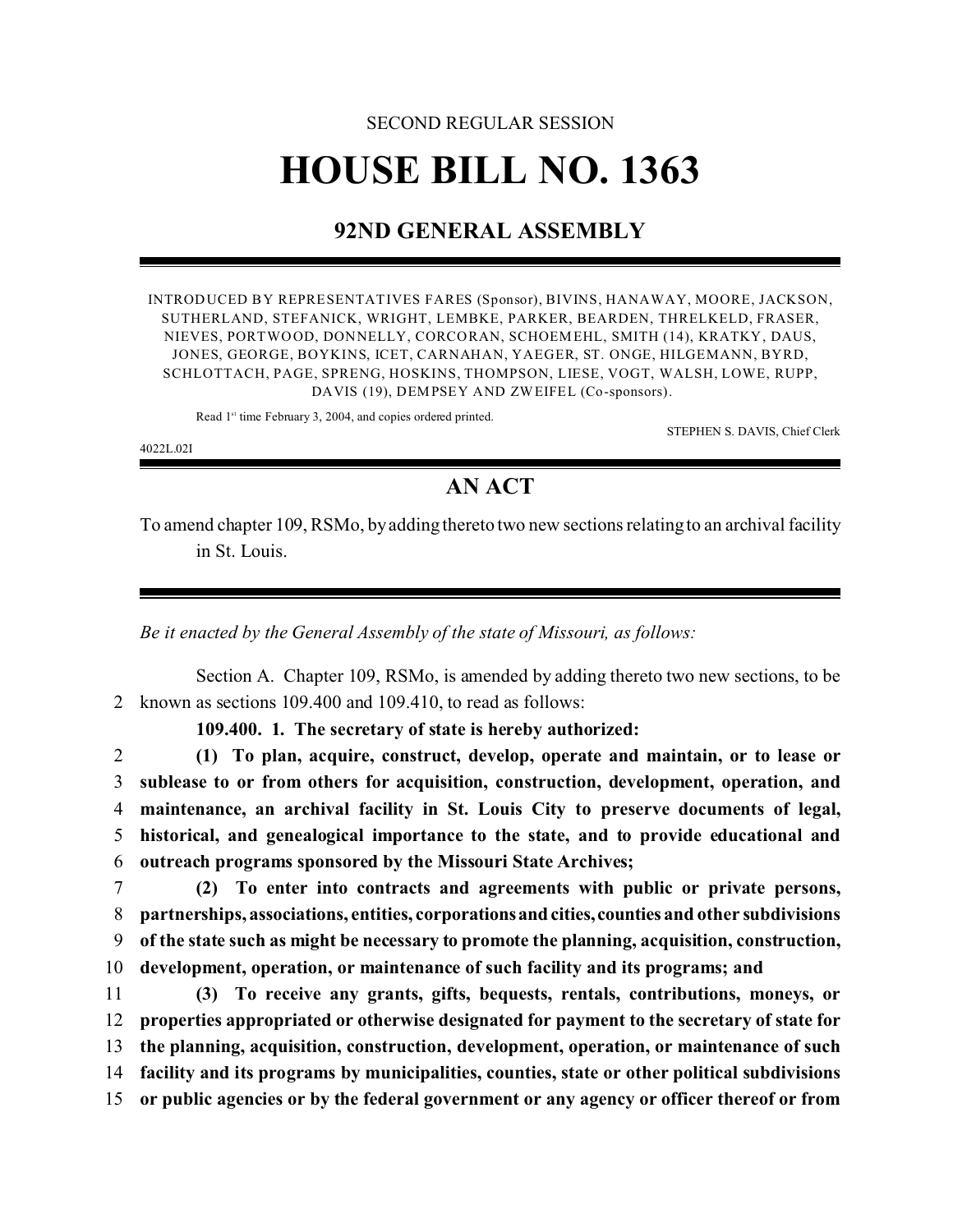SECOND REGULAR SESSION

# HOUSE BILL NO. 1363

## 92ND GENERAL ASSEMBLY

INTRODUCED BY REPRESENTATIVES FARES (Sponsor), BIVINS, HANAWAY, MOORE, JACKSON, SUTHERLAND, STEFANICK, WRIGHT, LEMBKE, PARKER, BEARDEN, THRELKELD, FRASER, NIEVES, PORTWOOD, DONNELLY, CORCORAN, SCHOEMEHL, SMITH (14), KRATKY, DAUS, JONES, GEORGE, BOYKINS, ICET, CARNAHAN, YAEGER, ST. ONGE, HILGEMANN, BYRD, SCHLOTTACH, PAGE, SPRENG, HOSKINS, THOMPSON, LIESE, VOGT, WALSH, LOWE, RUPP, DAVIS (19), DEMPSEY AND ZWEIFEL (Co-sponsors).

Read 1st time February 3, 2004, and copies ordered printed.

STEPHEN S. DAVIS, Chief Clerk

4022L.02I

## AN ACT

To amend chapter 109, RSMo, by adding thereto two new sections relating to an archival facility in St. Louis.

*Be it enacted by the General Assembly of the state of Missouri, as follows:*

Section A. Chapter 109, RSMo, is amended by adding thereto two new sections, to be known as sections 109.400 and 109.410, to read as follows:

**109.400. 1. The secretary of state is hereby authorized:**

**(1) To plan, acquire, construct, develop, operate and maintain, or to lease or sublease to or from others for acquisition, construction, development, operation, and maintenance, an archival facility in St. Louis City to preserve documents of legal, historical, and genealogical importance to the state, and to provide educational and outreach programs sponsored by the Missouri State Archives;**

**(2) To enter into contracts and agreements with public or private persons, partnerships, associations, entities, corporations and cities, counties and other subdivisions of the state such as might be necessary to promote the planning, acquisition, construction, development, operation, or maintenance of such facility and its programs; and**

**(3) To receive any grants, gifts, bequests, rentals, contributions, moneys, or properties appropriated or otherwise designated for payment to the secretary of state for the planning, acquisition, construction, development, operation, or maintenance of such facility and its programs by municipalities, counties, state or other political subdivisions or public agencies or by the federal government or any agency or officer thereof or from**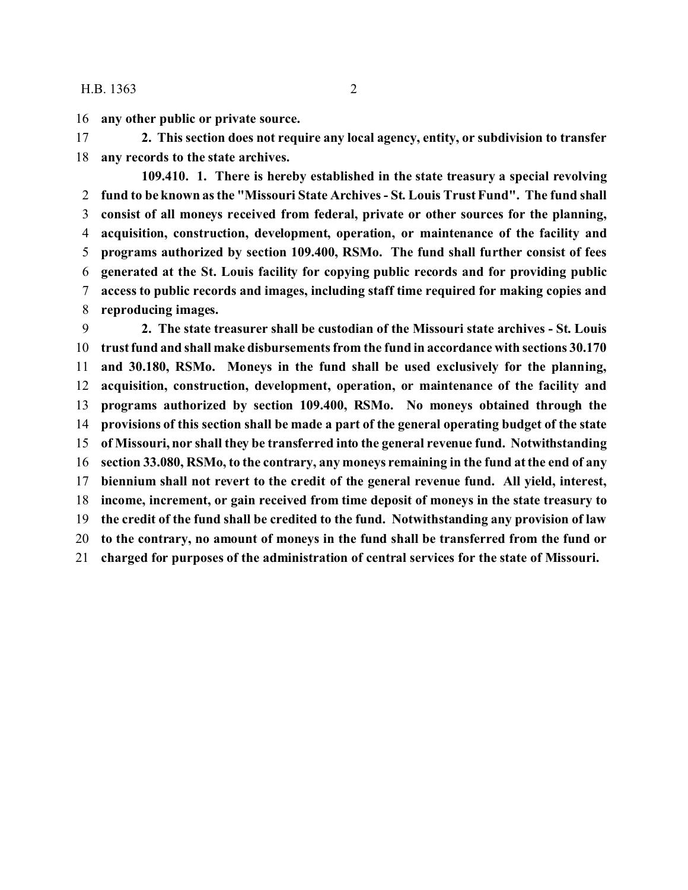**any other public or private source.**

**2. This section does not require any local agency, entity, or subdivision to transfer any records to the state archives.**

**109.410. 1. There is hereby established in the state treasury a special revolving fund to be known as the "Missouri State Archives - St. Louis Trust Fund". The fund shall consist of all moneys received from federal, private or other sources for the planning, acquisition, construction, development, operation, or maintenance of the facility and programs authorized by section 109.400, RSMo. The fund shall further consist of fees generated at the St. Louis facility for copying public records and for providing public access to public records and images, including staff time required for making copies and reproducing images.**

**2. The state treasurer shall be custodian of the Missouri state archives - St. Louis trust fund and shall make disbursements from the fund in accordance with sections 30.170 and 30.180, RSMo. Moneys in the fund shall be used exclusively for the planning, acquisition, construction, development, operation, or maintenance of the facility and programs authorized by section 109.400, RSMo. No moneys obtained through the provisions of this section shall be made a part of the general operating budget of the state of Missouri, nor shall they be transferred into the general revenue fund. Notwithstanding section 33.080, RSMo, to the contrary, any moneys remaining in the fund at the end of any biennium shall not revert to the credit of the general revenue fund. All yield, interest, income, increment, or gain received from time deposit of moneys in the state treasury to the credit of the fund shall be credited to the fund. Notwithstanding any provision of law to the contrary, no amount of moneys in the fund shall be transferred from the fund or charged for purposes of the administration of central services for the state of Missouri.**